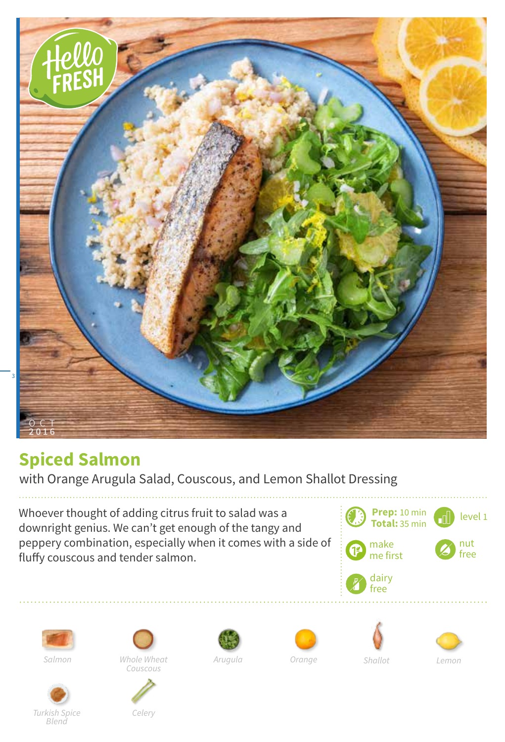# Spiced Salmon

with Orange Arugula Salad, Couscous, and Lemon Shallot Dressing

Whoever thought of adding citrus fruit to salad was a downright genius. We can't get enough of the tangy and peppery combination, especially when it comes with a side of fluffy couscous and tender salmon.

**Prep:** 10 min
**Total:** 35 min

level 1

make me first

nut free

dairy free

*Salmon*

*Whole Wheat Couscous*

*Arugula*

*Orange*

*Shallot*

*Lemon*

*Turkish Spice Blend*

*Celery*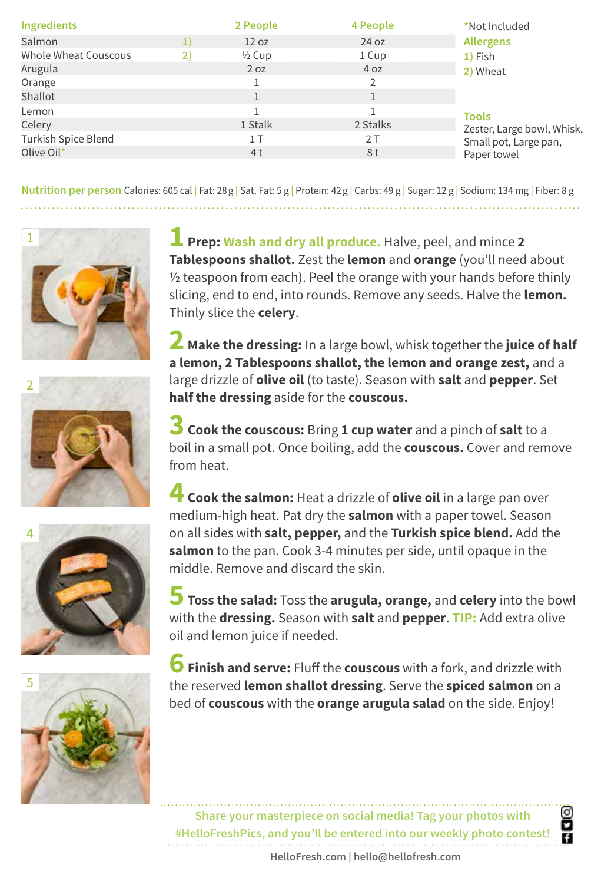| Ingredients | | 2 People | 4 People |
| --- | --- | --- | --- |
| Salmon | 1) | 12 oz | 24 oz |
| Whole Wheat Couscous | 2) | ½ Cup | 1 Cup |
| Arugula | | 2 oz | 4 oz |
| Orange | | 1 | 2 |
| Shallot | | 1 | 1 |
| Lemon | | 1 | 1 |
| Celery | | 1 Stalk | 2 Stalks |
| Turkish Spice Blend | | 1 T | 2 T |
| Olive Oil* | | 4 t | 8 t |

*Not Included

**Allergens**
1) Fish
2) Wheat

**Tools**
Zester, Large bowl, Whisk, Small pot, Large pan, Paper towel

**Nutrition per person** Calories: 605 cal | Fat: 28 g | Sat. Fat: 5 g | Protein: 42 g | Carbs: 49 g | Sugar: 12 g | Sodium: 134 mg | Fiber: 8 g

1

2

4

5

**1 Prep:** **Wash and dry all produce.** Halve, peel, and mince **2 Tablespoons shallot.** Zest the **lemon** and **orange** (you'll need about ½ teaspoon from each). Peel the orange with your hands before thinly slicing, end to end, into rounds. Remove any seeds. Halve the **lemon.** Thinly slice the **celery**.

**2 Make the dressing:** In a large bowl, whisk together the **juice of half a lemon, 2 Tablespoons shallot, the lemon and orange zest,** and a large drizzle of **olive oil** (to taste). Season with **salt** and **pepper**. Set **half the dressing** aside for the **couscous.**

**3 Cook the couscous:** Bring **1 cup water** and a pinch of **salt** to a boil in a small pot. Once boiling, add the **couscous.** Cover and remove from heat.

**4 Cook the salmon:** Heat a drizzle of **olive oil** in a large pan over medium-high heat. Pat dry the **salmon** with a paper towel. Season on all sides with **salt, pepper,** and the **Turkish spice blend.** Add the **salmon** to the pan. Cook 3-4 minutes per side, until opaque in the middle. Remove and discard the skin.

**5 Toss the salad:** Toss the **arugula, orange,** and **celery** into the bowl with the **dressing.** Season with **salt** and **pepper**. **TIP:** Add extra olive oil and lemon juice if needed.

**6 Finish and serve:** Fluff the **couscous** with a fork, and drizzle with the reserved **lemon shallot dressing**. Serve the **spiced salmon** on a bed of **couscous** with the **orange arugula salad** on the side. Enjoy!

Share your masterpiece on social media! Tag your photos with #HelloFreshPics, and you'll be entered into our weekly photo contest!

HelloFresh.com | hello@hellofresh.com